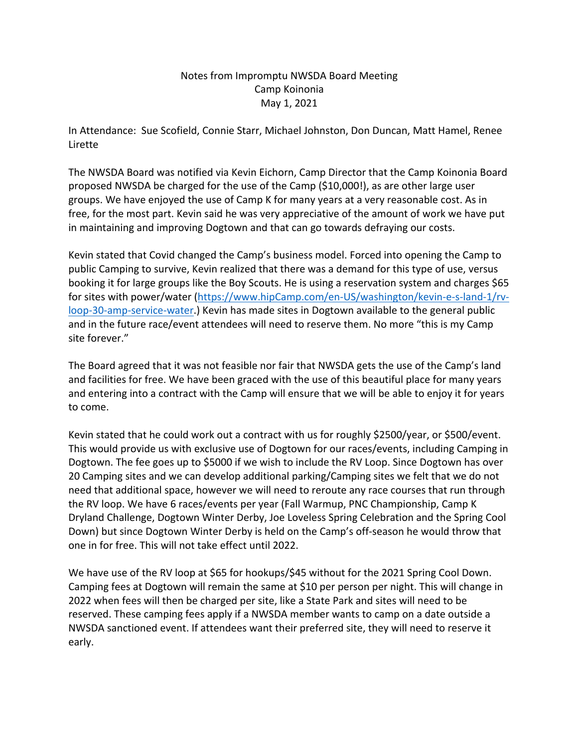Notes from Impromptu NWSDA Board Meeting
Camp Koinonia
May 1, 2021

In Attendance: Sue Scofield, Connie Starr, Michael Johnston, Don Duncan, Matt Hamel, Renee Lirette

The NWSDA Board was notified via Kevin Eichorn, Camp Director that the Camp Koinonia Board proposed NWSDA be charged for the use of the Camp ($10,000!), as are other large user groups. We have enjoyed the use of Camp K for many years at a very reasonable cost. As in free, for the most part. Kevin said he was very appreciative of the amount of work we have put in maintaining and improving Dogtown and that can go towards defraying our costs.

Kevin stated that Covid changed the Camp's business model. Forced into opening the Camp to public Camping to survive, Kevin realized that there was a demand for this type of use, versus booking it for large groups like the Boy Scouts. He is using a reservation system and charges $65 for sites with power/water ([https://www.hipCamp.com/en-US/washington/kevin-e-s-land-1/rv-loop-30-amp-service-water](https://www.hipCamp.com/en-US/washington/kevin-e-s-land-1/rv-loop-30-amp-service-water).) Kevin has made sites in Dogtown available to the general public and in the future race/event attendees will need to reserve them. No more "this is my Camp site forever."

The Board agreed that it was not feasible nor fair that NWSDA gets the use of the Camp's land and facilities for free. We have been graced with the use of this beautiful place for many years and entering into a contract with the Camp will ensure that we will be able to enjoy it for years to come.

Kevin stated that he could work out a contract with us for roughly $2500/year, or $500/event. This would provide us with exclusive use of Dogtown for our races/events, including Camping in Dogtown. The fee goes up to $5000 if we wish to include the RV Loop. Since Dogtown has over 20 Camping sites and we can develop additional parking/Camping sites we felt that we do not need that additional space, however we will need to reroute any race courses that run through the RV loop. We have 6 races/events per year (Fall Warmup, PNC Championship, Camp K Dryland Challenge, Dogtown Winter Derby, Joe Loveless Spring Celebration and the Spring Cool Down) but since Dogtown Winter Derby is held on the Camp's off-season he would throw that one in for free. This will not take effect until 2022.

We have use of the RV loop at $65 for hookups/$45 without for the 2021 Spring Cool Down. Camping fees at Dogtown will remain the same at $10 per person per night. This will change in 2022 when fees will then be charged per site, like a State Park and sites will need to be reserved. These camping fees apply if a NWSDA member wants to camp on a date outside a NWSDA sanctioned event. If attendees want their preferred site, they will need to reserve it early.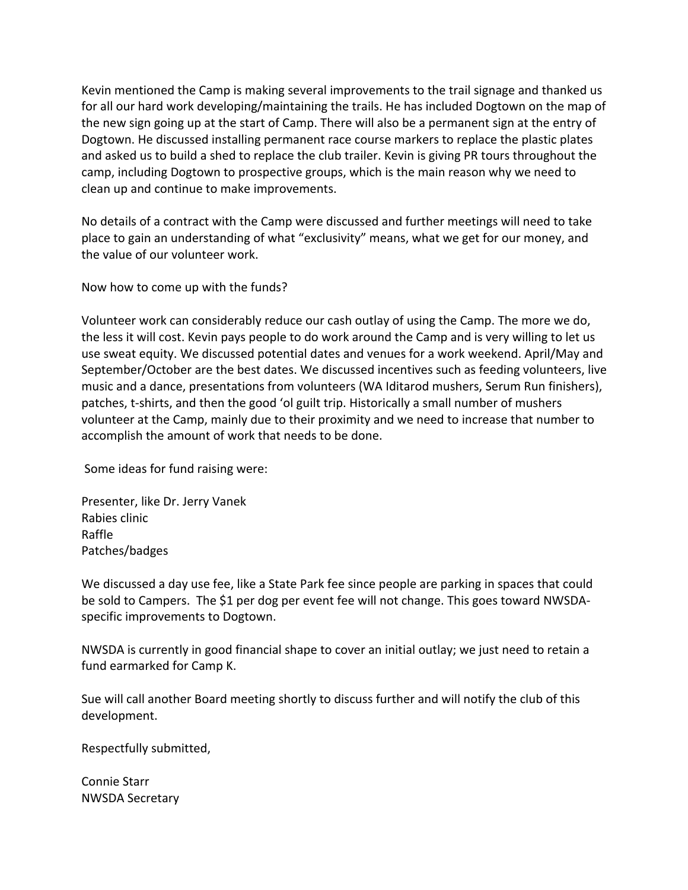Kevin mentioned the Camp is making several improvements to the trail signage and thanked us for all our hard work developing/maintaining the trails. He has included Dogtown on the map of the new sign going up at the start of Camp. There will also be a permanent sign at the entry of Dogtown. He discussed installing permanent race course markers to replace the plastic plates and asked us to build a shed to replace the club trailer. Kevin is giving PR tours throughout the camp, including Dogtown to prospective groups, which is the main reason why we need to clean up and continue to make improvements.

No details of a contract with the Camp were discussed and further meetings will need to take place to gain an understanding of what "exclusivity" means, what we get for our money, and the value of our volunteer work.

Now how to come up with the funds?

Volunteer work can considerably reduce our cash outlay of using the Camp. The more we do, the less it will cost. Kevin pays people to do work around the Camp and is very willing to let us use sweat equity. We discussed potential dates and venues for a work weekend. April/May and September/October are the best dates. We discussed incentives such as feeding volunteers, live music and a dance, presentations from volunteers (WA Iditarod mushers, Serum Run finishers), patches, t-shirts, and then the good 'ol guilt trip. Historically a small number of mushers volunteer at the Camp, mainly due to their proximity and we need to increase that number to accomplish the amount of work that needs to be done.

Some ideas for fund raising were:

Presenter, like Dr. Jerry Vanek
Rabies clinic
Raffle
Patches/badges

We discussed a day use fee, like a State Park fee since people are parking in spaces that could be sold to Campers. The $1 per dog per event fee will not change. This goes toward NWSDA-specific improvements to Dogtown.

NWSDA is currently in good financial shape to cover an initial outlay; we just need to retain a fund earmarked for Camp K.

Sue will call another Board meeting shortly to discuss further and will notify the club of this development.

Respectfully submitted,

Connie Starr
NWSDA Secretary